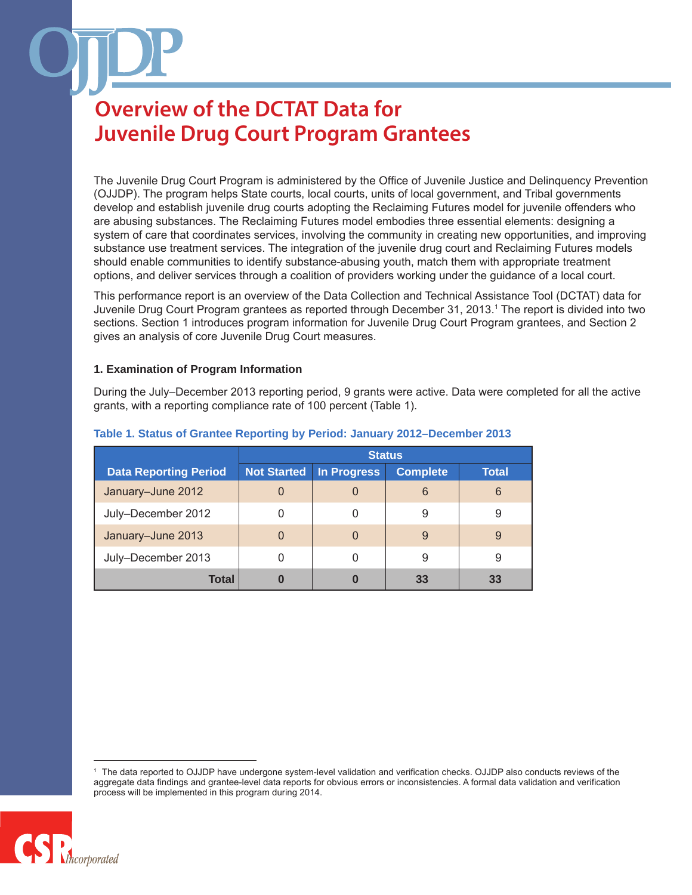# Overview of the DCTAT Data for Juvenile Drug Court Program Grantees

The Juvenile Drug Court Program is administered by the Office of Juvenile Justice and Delinquency Prevention (OJJDP). The program helps State courts, local courts, units of local government, and Tribal governments develop and establish juvenile drug courts adopting the Reclaiming Futures model for juvenile offenders who are abusing substances. The Reclaiming Futures model embodies three essential elements: designing a system of care that coordinates services, involving the community in creating new opportunities, and improving substance use treatment services. The integration of the juvenile drug court and Reclaiming Futures models should enable communities to identify substance-abusing youth, match them with appropriate treatment options, and deliver services through a coalition of providers working under the guidance of a local court.

This performance report is an overview of the Data Collection and Technical Assistance Tool (DCTAT) data for Juvenile Drug Court Program grantees as reported through December 31, 2013.[1] The report is divided into two sections. Section 1 introduces program information for Juvenile Drug Court Program grantees, and Section 2 gives an analysis of core Juvenile Drug Court measures.

### 1. Examination of Program Information

During the July–December 2013 reporting period, 9 grants were active. Data were completed for all the active grants, with a reporting compliance rate of 100 percent (Table 1).

**Table 1. Status of Grantee Reporting by Period: January 2012–December 2013**

| | Status | | | |
|---|---|---|---|---|
| **Data Reporting Period** | **Not Started** | **In Progress** | **Complete** | **Total** |
| January–June 2012 | 0 | 0 | 6 | 6 |
| July–December 2012 | 0 | 0 | 9 | 9 |
| January–June 2013 | 0 | 0 | 9 | 9 |
| July–December 2013 | 0 | 0 | 9 | 9 |
| **Total** | **0** | **0** | **33** | **33** |

[1] The data reported to OJJDP have undergone system-level validation and verification checks. OJJDP also conducts reviews of the aggregate data findings and grantee-level data reports for obvious errors or inconsistencies. A formal data validation and verification process will be implemented in this program during 2014.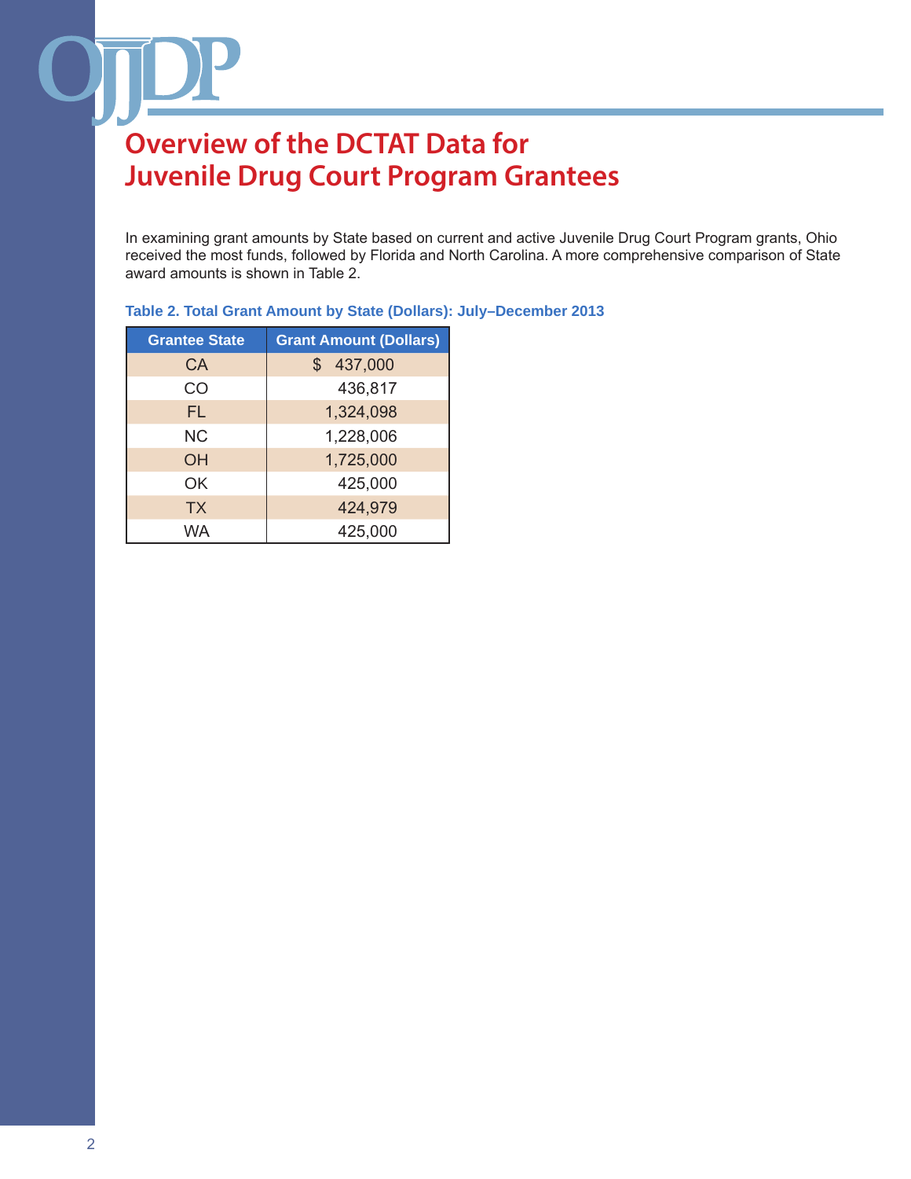# Overview of the DCTAT Data for Juvenile Drug Court Program Grantees

In examining grant amounts by State based on current and active Juvenile Drug Court Program grants, Ohio received the most funds, followed by Florida and North Carolina. A more comprehensive comparison of State award amounts is shown in Table 2.

**Table 2. Total Grant Amount by State (Dollars): July–December 2013**

| Grantee State | Grant Amount (Dollars) |
|---|---|
| CA | $ 437,000 |
| CO | 436,817 |
| FL | 1,324,098 |
| NC | 1,228,006 |
| OH | 1,725,000 |
| OK | 425,000 |
| TX | 424,979 |
| WA | 425,000 |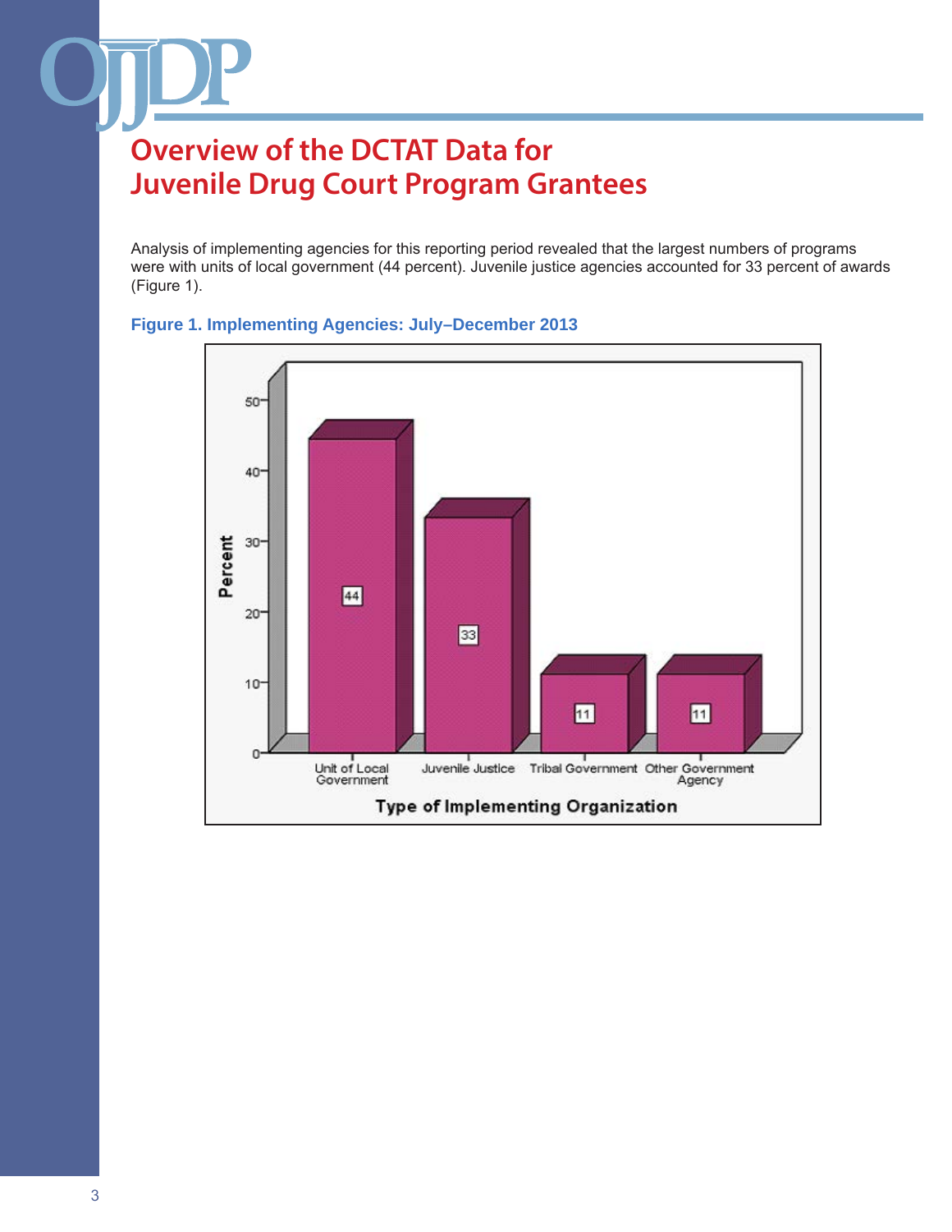# Overview of the DCTAT Data for Juvenile Drug Court Program Grantees

Analysis of implementing agencies for this reporting period revealed that the largest numbers of programs were with units of local government (44 percent). Juvenile justice agencies accounted for 33 percent of awards (Figure 1).

**Figure 1. Implementing Agencies: July–December 2013**

| Type of Implementing Organization | Percent |
|---|---|
| Unit of Local Government | 44 |
| Juvenile Justice | 33 |
| Tribal Government | 11 |
| Other Government Agency | 11 |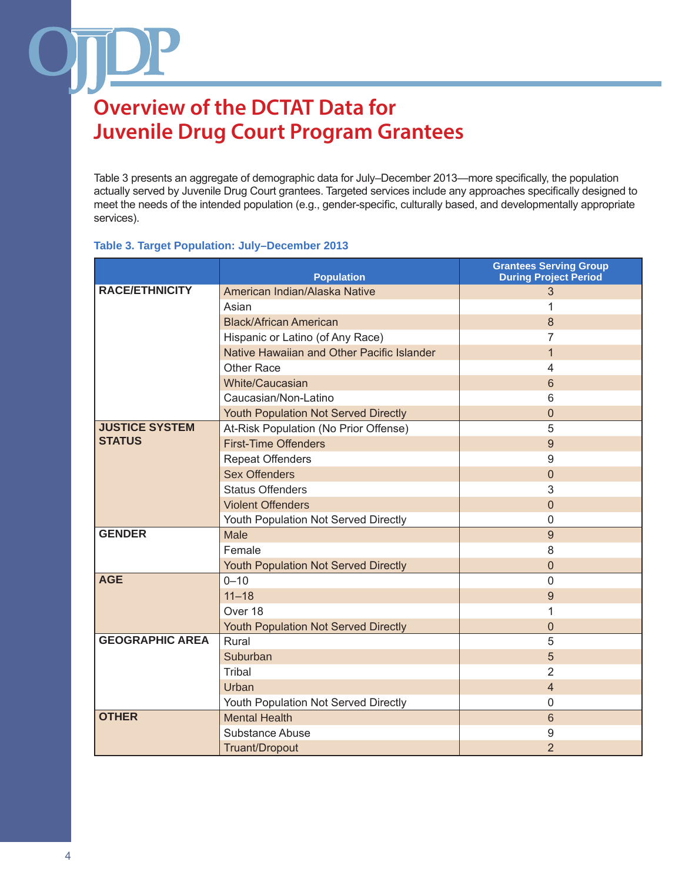# Overview of the DCTAT Data for Juvenile Drug Court Program Grantees

Table 3 presents an aggregate of demographic data for July–December 2013—more specifically, the population actually served by Juvenile Drug Court grantees. Targeted services include any approaches specifically designed to meet the needs of the intended population (e.g., gender-specific, culturally based, and developmentally appropriate services).

**Table 3. Target Population: July–December 2013**

| | Population | Grantees Serving Group During Project Period |
|---|---|---|
| **RACE/ETHNICITY** | American Indian/Alaska Native | 3 |
| | Asian | 1 |
| | Black/African American | 8 |
| | Hispanic or Latino (of Any Race) | 7 |
| | Native Hawaiian and Other Pacific Islander | 1 |
| | Other Race | 4 |
| | White/Caucasian | 6 |
| | Caucasian/Non-Latino | 6 |
| | Youth Population Not Served Directly | 0 |
| **JUSTICE SYSTEM STATUS** | At-Risk Population (No Prior Offense) | 5 |
| | First-Time Offenders | 9 |
| | Repeat Offenders | 9 |
| | Sex Offenders | 0 |
| | Status Offenders | 3 |
| | Violent Offenders | 0 |
| | Youth Population Not Served Directly | 0 |
| **GENDER** | Male | 9 |
| | Female | 8 |
| | Youth Population Not Served Directly | 0 |
| **AGE** | 0–10 | 0 |
| | 11–18 | 9 |
| | Over 18 | 1 |
| | Youth Population Not Served Directly | 0 |
| **GEOGRAPHIC AREA** | Rural | 5 |
| | Suburban | 5 |
| | Tribal | 2 |
| | Urban | 4 |
| | Youth Population Not Served Directly | 0 |
| **OTHER** | Mental Health | 6 |
| | Substance Abuse | 9 |
| | Truant/Dropout | 2 |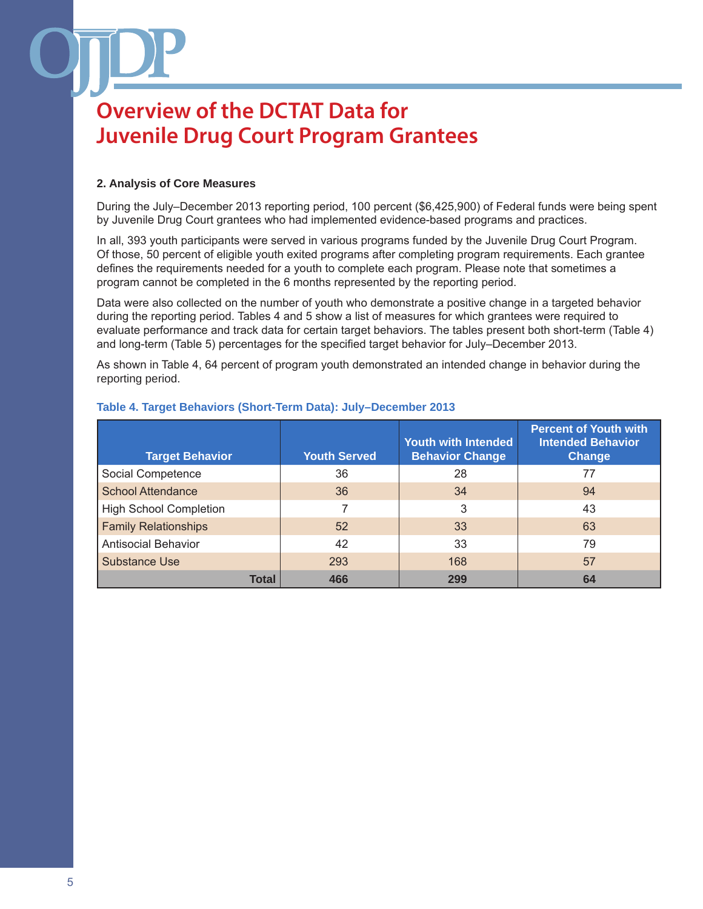# Overview of the DCTAT Data for Juvenile Drug Court Program Grantees

### 2. Analysis of Core Measures

During the July–December 2013 reporting period, 100 percent ($6,425,900) of Federal funds were being spent by Juvenile Drug Court grantees who had implemented evidence-based programs and practices.

In all, 393 youth participants were served in various programs funded by the Juvenile Drug Court Program. Of those, 50 percent of eligible youth exited programs after completing program requirements. Each grantee defines the requirements needed for a youth to complete each program. Please note that sometimes a program cannot be completed in the 6 months represented by the reporting period.

Data were also collected on the number of youth who demonstrate a positive change in a targeted behavior during the reporting period. Tables 4 and 5 show a list of measures for which grantees were required to evaluate performance and track data for certain target behaviors. The tables present both short-term (Table 4) and long-term (Table 5) percentages for the specified target behavior for July–December 2013.

As shown in Table 4, 64 percent of program youth demonstrated an intended change in behavior during the reporting period.

**Table 4. Target Behaviors (Short-Term Data): July–December 2013**

| Target Behavior | Youth Served | Youth with Intended Behavior Change | Percent of Youth with Intended Behavior Change |
|---|---|---|---|
| Social Competence | 36 | 28 | 77 |
| School Attendance | 36 | 34 | 94 |
| High School Completion | 7 | 3 | 43 |
| Family Relationships | 52 | 33 | 63 |
| Antisocial Behavior | 42 | 33 | 79 |
| Substance Use | 293 | 168 | 57 |
| **Total** | **466** | **299** | **64** |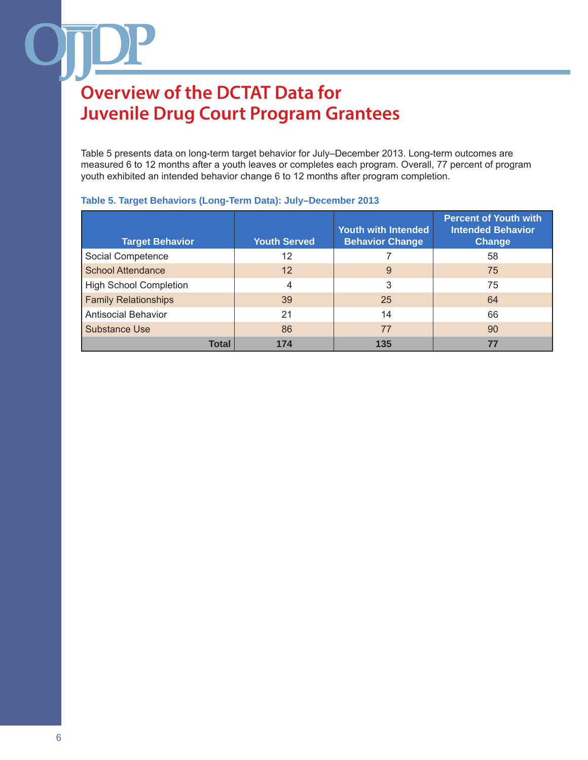# Overview of the DCTAT Data for Juvenile Drug Court Program Grantees

Table 5 presents data on long-term target behavior for July–December 2013. Long-term outcomes are measured 6 to 12 months after a youth leaves or completes each program. Overall, 77 percent of program youth exhibited an intended behavior change 6 to 12 months after program completion.

**Table 5. Target Behaviors (Long-Term Data): July–December 2013**

| Target Behavior | Youth Served | Youth with Intended Behavior Change | Percent of Youth with Intended Behavior Change |
|---|---|---|---|
| Social Competence | 12 | 7 | 58 |
| School Attendance | 12 | 9 | 75 |
| High School Completion | 4 | 3 | 75 |
| Family Relationships | 39 | 25 | 64 |
| Antisocial Behavior | 21 | 14 | 66 |
| Substance Use | 86 | 77 | 90 |
| **Total** | **174** | **135** | **77** |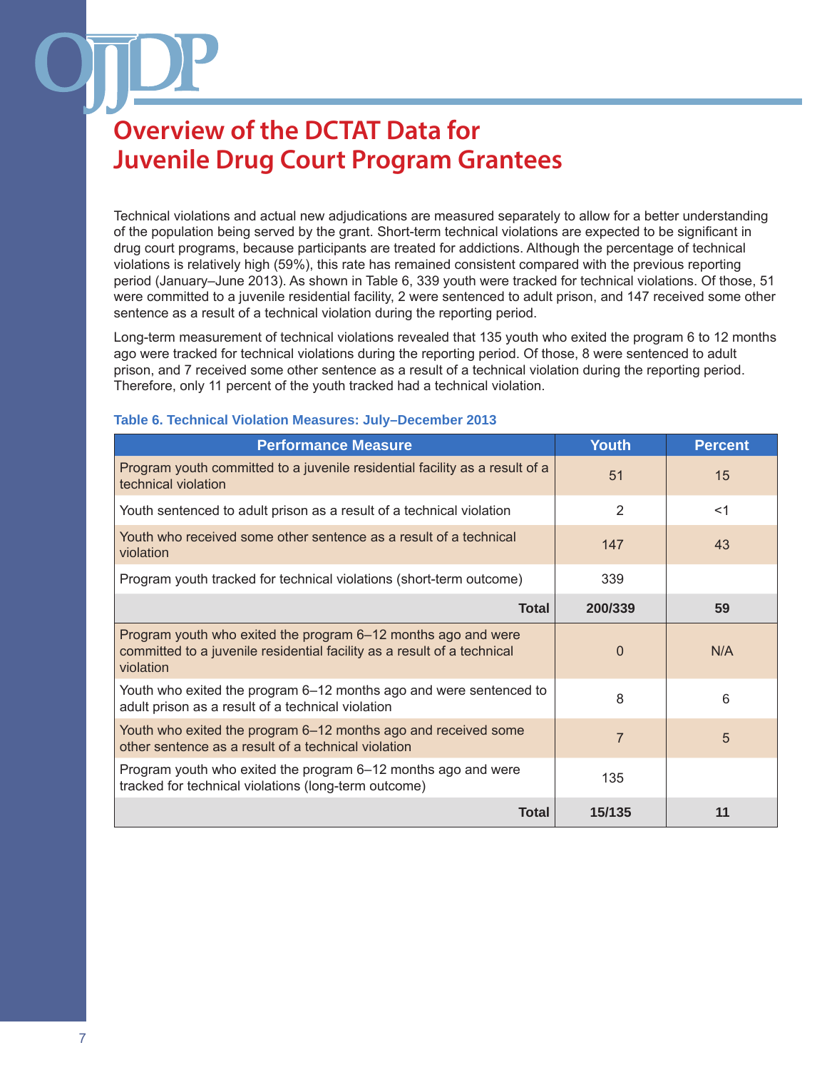# Overview of the DCTAT Data for Juvenile Drug Court Program Grantees

Technical violations and actual new adjudications are measured separately to allow for a better understanding of the population being served by the grant. Short-term technical violations are expected to be significant in drug court programs, because participants are treated for addictions. Although the percentage of technical violations is relatively high (59%), this rate has remained consistent compared with the previous reporting period (January–June 2013). As shown in Table 6, 339 youth were tracked for technical violations. Of those, 51 were committed to a juvenile residential facility, 2 were sentenced to adult prison, and 147 received some other sentence as a result of a technical violation during the reporting period.

Long-term measurement of technical violations revealed that 135 youth who exited the program 6 to 12 months ago were tracked for technical violations during the reporting period. Of those, 8 were sentenced to adult prison, and 7 received some other sentence as a result of a technical violation during the reporting period. Therefore, only 11 percent of the youth tracked had a technical violation.

**Table 6. Technical Violation Measures: July–December 2013**

| Performance Measure | Youth | Percent |
|---|---|---|
| Program youth committed to a juvenile residential facility as a result of a technical violation | 51 | 15 |
| Youth sentenced to adult prison as a result of a technical violation | 2 | <1 |
| Youth who received some other sentence as a result of a technical violation | 147 | 43 |
| Program youth tracked for technical violations (short-term outcome) | 339 | |
| **Total** | **200/339** | **59** |
| Program youth who exited the program 6–12 months ago and were committed to a juvenile residential facility as a result of a technical violation | 0 | N/A |
| Youth who exited the program 6–12 months ago and were sentenced to adult prison as a result of a technical violation | 8 | 6 |
| Youth who exited the program 6–12 months ago and received some other sentence as a result of a technical violation | 7 | 5 |
| Program youth who exited the program 6–12 months ago and were tracked for technical violations (long-term outcome) | 135 | |
| **Total** | **15/135** | **11** |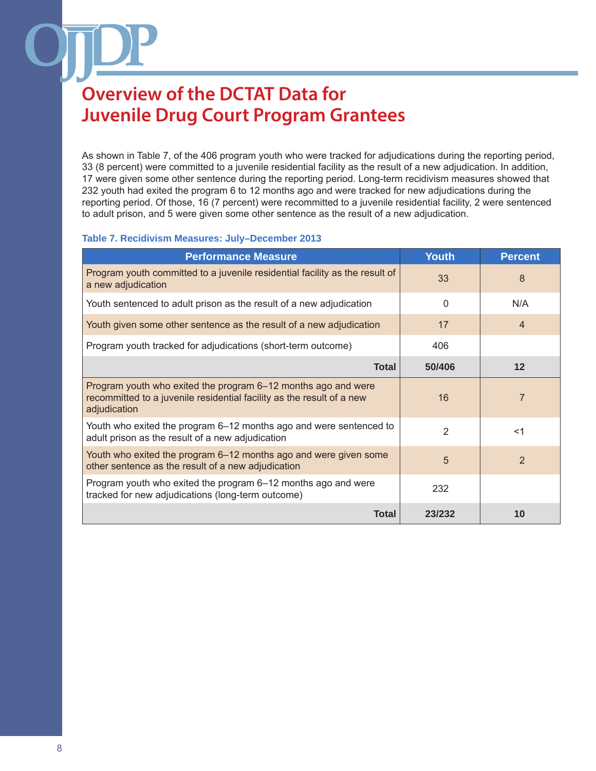# Overview of the DCTAT Data for Juvenile Drug Court Program Grantees

As shown in Table 7, of the 406 program youth who were tracked for adjudications during the reporting period, 33 (8 percent) were committed to a juvenile residential facility as the result of a new adjudication. In addition, 17 were given some other sentence during the reporting period. Long-term recidivism measures showed that 232 youth had exited the program 6 to 12 months ago and were tracked for new adjudications during the reporting period. Of those, 16 (7 percent) were recommitted to a juvenile residential facility, 2 were sentenced to adult prison, and 5 were given some other sentence as the result of a new adjudication.

**Table 7. Recidivism Measures: July–December 2013**

| Performance Measure | Youth | Percent |
|---|---|---|
| Program youth committed to a juvenile residential facility as the result of a new adjudication | 33 | 8 |
| Youth sentenced to adult prison as the result of a new adjudication | 0 | N/A |
| Youth given some other sentence as the result of a new adjudication | 17 | 4 |
| Program youth tracked for adjudications (short-term outcome) | 406 | |
| **Total** | **50/406** | **12** |
| Program youth who exited the program 6–12 months ago and were recommitted to a juvenile residential facility as the result of a new adjudication | 16 | 7 |
| Youth who exited the program 6–12 months ago and were sentenced to adult prison as the result of a new adjudication | 2 | <1 |
| Youth who exited the program 6–12 months ago and were given some other sentence as the result of a new adjudication | 5 | 2 |
| Program youth who exited the program 6–12 months ago and were tracked for new adjudications (long-term outcome) | 232 | |
| **Total** | **23/232** | **10** |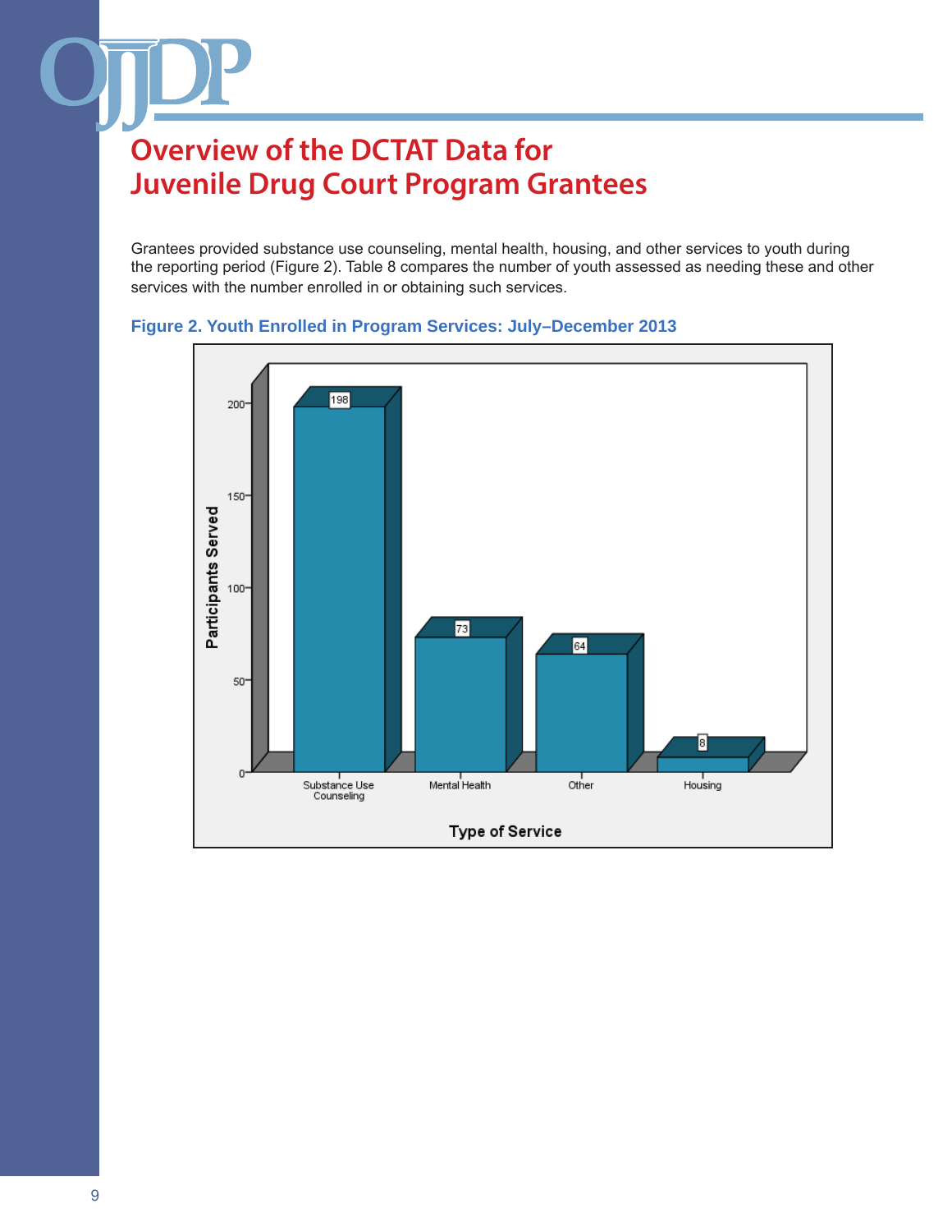# Overview of the DCTAT Data for Juvenile Drug Court Program Grantees

Grantees provided substance use counseling, mental health, housing, and other services to youth during the reporting period (Figure 2). Table 8 compares the number of youth assessed as needing these and other services with the number enrolled in or obtaining such services.

**Figure 2. Youth Enrolled in Program Services: July–December 2013**

| Type of Service | Participants Served |
|---|---|
| Substance Use Counseling | 198 |
| Mental Health | 73 |
| Other | 64 |
| Housing | 8 |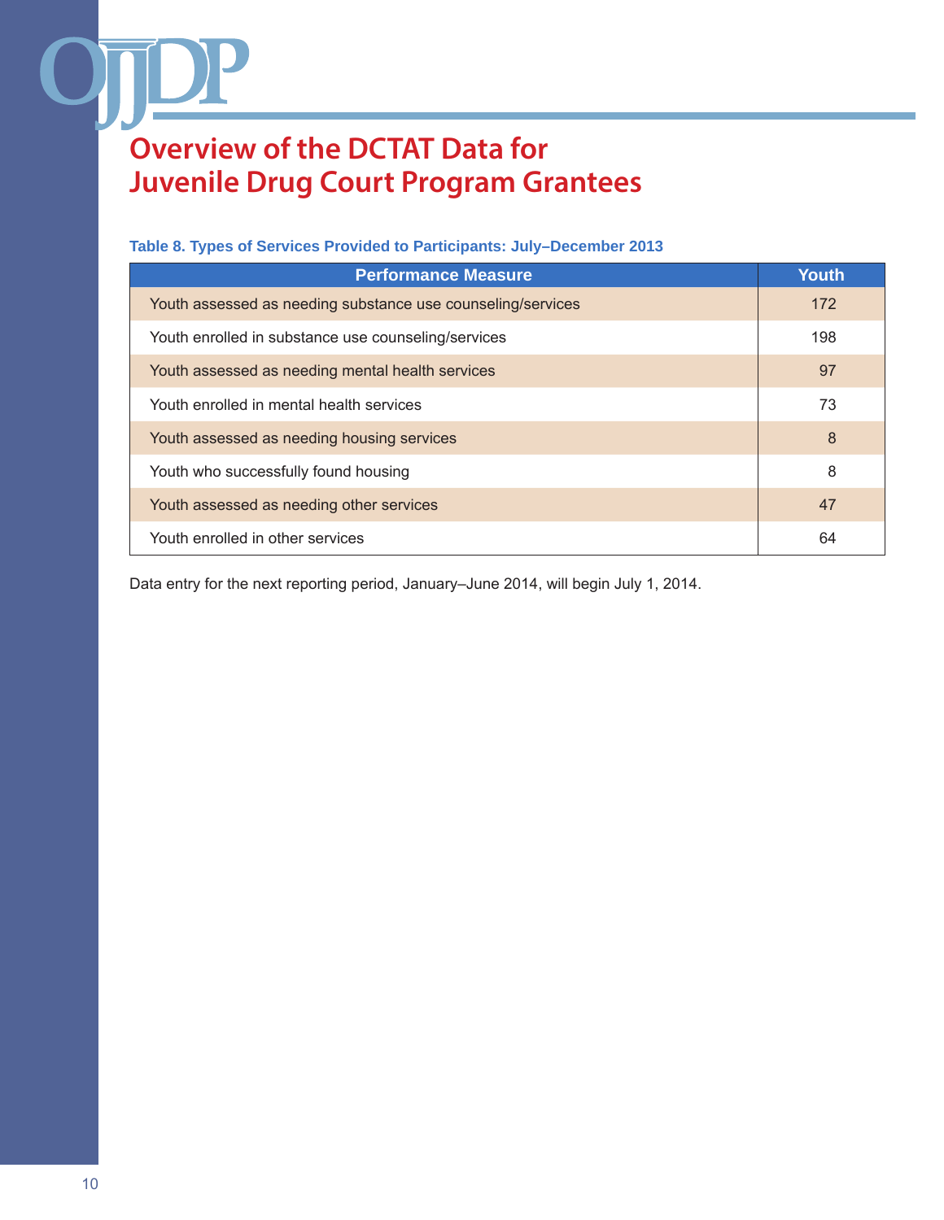# Overview of the DCTAT Data for Juvenile Drug Court Program Grantees

**Table 8. Types of Services Provided to Participants: July–December 2013**

| Performance Measure | Youth |
|---|---|
| Youth assessed as needing substance use counseling/services | 172 |
| Youth enrolled in substance use counseling/services | 198 |
| Youth assessed as needing mental health services | 97 |
| Youth enrolled in mental health services | 73 |
| Youth assessed as needing housing services | 8 |
| Youth who successfully found housing | 8 |
| Youth assessed as needing other services | 47 |
| Youth enrolled in other services | 64 |

Data entry for the next reporting period, January–June 2014, will begin July 1, 2014.